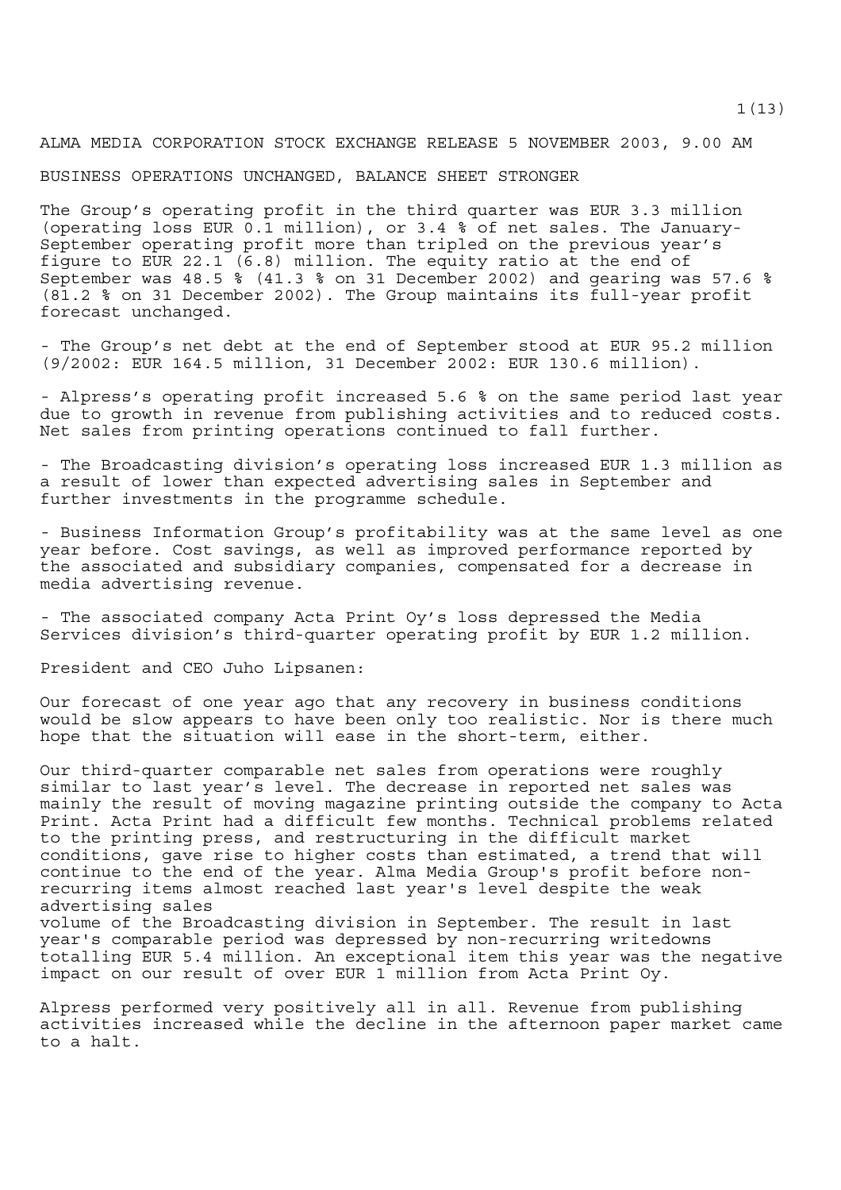ALMA MEDIA CORPORATION STOCK EXCHANGE RELEASE 5 NOVEMBER 2003, 9.00 AM

# BUSINESS OPERATIONS UNCHANGED, BALANCE SHEET STRONGER

The Group's operating profit in the third quarter was EUR 3.3 million (operating loss EUR 0.1 million), or 3.4 % of net sales. The January-September operating profit more than tripled on the previous year's figure to EUR 22.1 (6.8) million. The equity ratio at the end of September was 48.5 % (41.3 % on 31 December 2002) and gearing was 57.6 % (81.2 % on 31 December 2002). The Group maintains its full-year profit forecast unchanged.

- The Group's net debt at the end of September stood at EUR 95.2 million (9/2002: EUR 164.5 million, 31 December 2002: EUR 130.6 million).

- Alpress's operating profit increased 5.6 % on the same period last year due to growth in revenue from publishing activities and to reduced costs. Net sales from printing operations continued to fall further.

- The Broadcasting division's operating loss increased EUR 1.3 million as a result of lower than expected advertising sales in September and further investments in the programme schedule.

- Business Information Group's profitability was at the same level as one year before. Cost savings, as well as improved performance reported by the associated and subsidiary companies, compensated for a decrease in media advertising revenue.

- The associated company Acta Print Oy's loss depressed the Media Services division's third-quarter operating profit by EUR 1.2 million.

President and CEO Juho Lipsanen:

Our forecast of one year ago that any recovery in business conditions would be slow appears to have been only too realistic. Nor is there much hope that the situation will ease in the short-term, either.

Our third-quarter comparable net sales from operations were roughly similar to last year's level. The decrease in reported net sales was mainly the result of moving magazine printing outside the company to Acta Print. Acta Print had a difficult few months. Technical problems related to the printing press, and restructuring in the difficult market conditions, gave rise to higher costs than estimated, a trend that will continue to the end of the year. Alma Media Group's profit before non-recurring items almost reached last year's level despite the weak advertising sales volume of the Broadcasting division in September. The result in last year's comparable period was depressed by non-recurring writedowns totalling EUR 5.4 million. An exceptional item this year was the negative impact on our result of over EUR 1 million from Acta Print Oy.

Alpress performed very positively all in all. Revenue from publishing activities increased while the decline in the afternoon paper market came to a halt.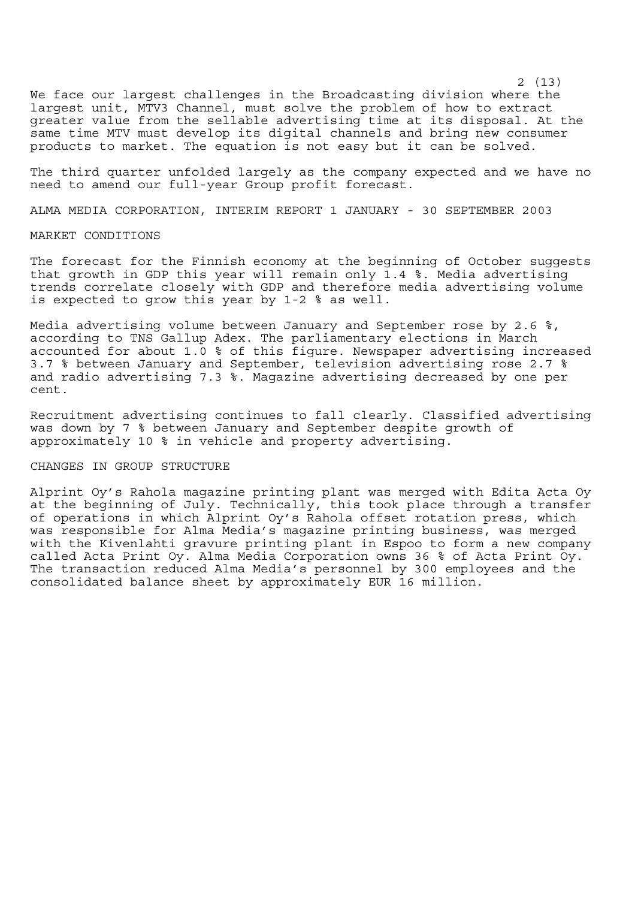We face our largest challenges in the Broadcasting division where the largest unit, MTV3 Channel, must solve the problem of how to extract greater value from the sellable advertising time at its disposal. At the same time MTV must develop its digital channels and bring new consumer products to market. The equation is not easy but it can be solved.

The third quarter unfolded largely as the company expected and we have no need to amend our full-year Group profit forecast.

# ALMA MEDIA CORPORATION, INTERIM REPORT 1 JANUARY - 30 SEPTEMBER 2003

## MARKET CONDITIONS

The forecast for the Finnish economy at the beginning of October suggests that growth in GDP this year will remain only 1.4 %. Media advertising trends correlate closely with GDP and therefore media advertising volume is expected to grow this year by 1-2 % as well.

Media advertising volume between January and September rose by 2.6 %, according to TNS Gallup Adex. The parliamentary elections in March accounted for about 1.0 % of this figure. Newspaper advertising increased 3.7 % between January and September, television advertising rose 2.7 % and radio advertising 7.3 %. Magazine advertising decreased by one per cent.

Recruitment advertising continues to fall clearly. Classified advertising was down by 7 % between January and September despite growth of approximately 10 % in vehicle and property advertising.

## CHANGES IN GROUP STRUCTURE

Alprint Oy's Rahola magazine printing plant was merged with Edita Acta Oy at the beginning of July. Technically, this took place through a transfer of operations in which Alprint Oy's Rahola offset rotation press, which was responsible for Alma Media's magazine printing business, was merged with the Kivenlahti gravure printing plant in Espoo to form a new company called Acta Print Oy. Alma Media Corporation owns 36 % of Acta Print Oy. The transaction reduced Alma Media's personnel by 300 employees and the consolidated balance sheet by approximately EUR 16 million.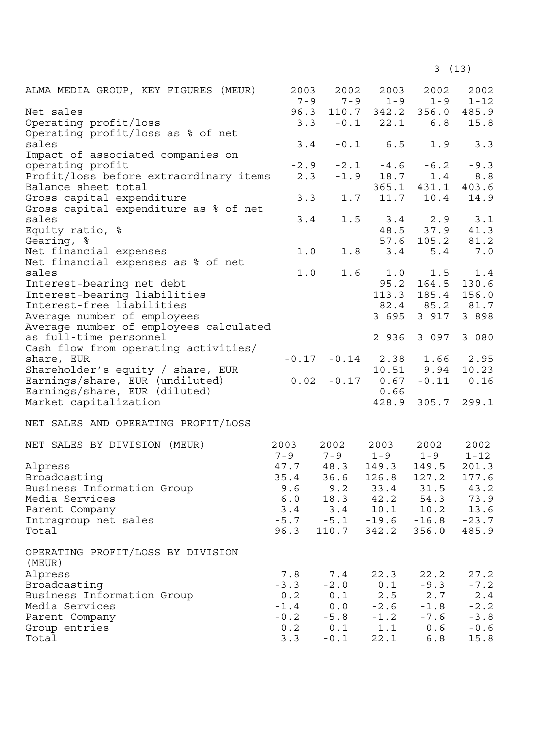| ALMA MEDIA GROUP, KEY FIGURES (MEUR) | 2003 7-9 | 2002 7-9 | 2003 1-9 | 2002 1-9 | 2002 1-12 |
|---|---|---|---|---|---|
| Net sales | 96.3 | 110.7 | 342.2 | 356.0 | 485.9 |
| Operating profit/loss | 3.3 | -0.1 | 22.1 | 6.8 | 15.8 |
| Operating profit/loss as % of net sales | 3.4 | -0.1 | 6.5 | 1.9 | 3.3 |
| Impact of associated companies on operating profit | -2.9 | -2.1 | -4.6 | -6.2 | -9.3 |
| Profit/loss before extraordinary items | 2.3 | -1.9 | 18.7 | 1.4 | 8.8 |
| Balance sheet total | | | 365.1 | 431.1 | 403.6 |
| Gross capital expenditure | 3.3 | 1.7 | 11.7 | 10.4 | 14.9 |
| Gross capital expenditure as % of net sales | 3.4 | 1.5 | 3.4 | 2.9 | 3.1 |
| Equity ratio, % | | | 48.5 | 37.9 | 41.3 |
| Gearing, % | | | 57.6 | 105.2 | 81.2 |
| Net financial expenses | 1.0 | 1.8 | 3.4 | 5.4 | 7.0 |
| Net financial expenses as % of net sales | 1.0 | 1.6 | 1.0 | 1.5 | 1.4 |
| Interest-bearing net debt | | | 95.2 | 164.5 | 130.6 |
| Interest-bearing liabilities | | | 113.3 | 185.4 | 156.0 |
| Interest-free liabilities | | | 82.4 | 85.2 | 81.7 |
| Average number of employees | | | 3 695 | 3 917 | 3 898 |
| Average number of employees calculated as full-time personnel | | | 2 936 | 3 097 | 3 080 |
| Cash flow from operating activities/ share, EUR | -0.17 | -0.14 | 2.38 | 1.66 | 2.95 |
| Shareholder's equity / share, EUR | | | 10.51 | 9.94 | 10.23 |
| Earnings/share, EUR (undiluted) | 0.02 | -0.17 | 0.67 | -0.11 | 0.16 |
| Earnings/share, EUR (diluted) | | | 0.66 | | |
| Market capitalization | | | 428.9 | 305.7 | 299.1 |

NET SALES AND OPERATING PROFIT/LOSS

| NET SALES BY DIVISION (MEUR) | 2003 7-9 | 2002 7-9 | 2003 1-9 | 2002 1-9 | 2002 1-12 |
|---|---|---|---|---|---|
| Alpress | 47.7 | 48.3 | 149.3 | 149.5 | 201.3 |
| Broadcasting | 35.4 | 36.6 | 126.8 | 127.2 | 177.6 |
| Business Information Group | 9.6 | 9.2 | 33.4 | 31.5 | 43.2 |
| Media Services | 6.0 | 18.3 | 42.2 | 54.3 | 73.9 |
| Parent Company | 3.4 | 3.4 | 10.1 | 10.2 | 13.6 |
| Intragroup net sales | -5.7 | -5.1 | -19.6 | -16.8 | -23.7 |
| Total | 96.3 | 110.7 | 342.2 | 356.0 | 485.9 |

| OPERATING PROFIT/LOSS BY DIVISION (MEUR) | | | | | |
|---|---|---|---|---|---|
| Alpress | 7.8 | 7.4 | 22.3 | 22.2 | 27.2 |
| Broadcasting | -3.3 | -2.0 | 0.1 | -9.3 | -7.2 |
| Business Information Group | 0.2 | 0.1 | 2.5 | 2.7 | 2.4 |
| Media Services | -1.4 | 0.0 | -2.6 | -1.8 | -2.2 |
| Parent Company | -0.2 | -5.8 | -1.2 | -7.6 | -3.8 |
| Group entries | 0.2 | 0.1 | 1.1 | 0.6 | -0.6 |
| Total | 3.3 | -0.1 | 22.1 | 6.8 | 15.8 |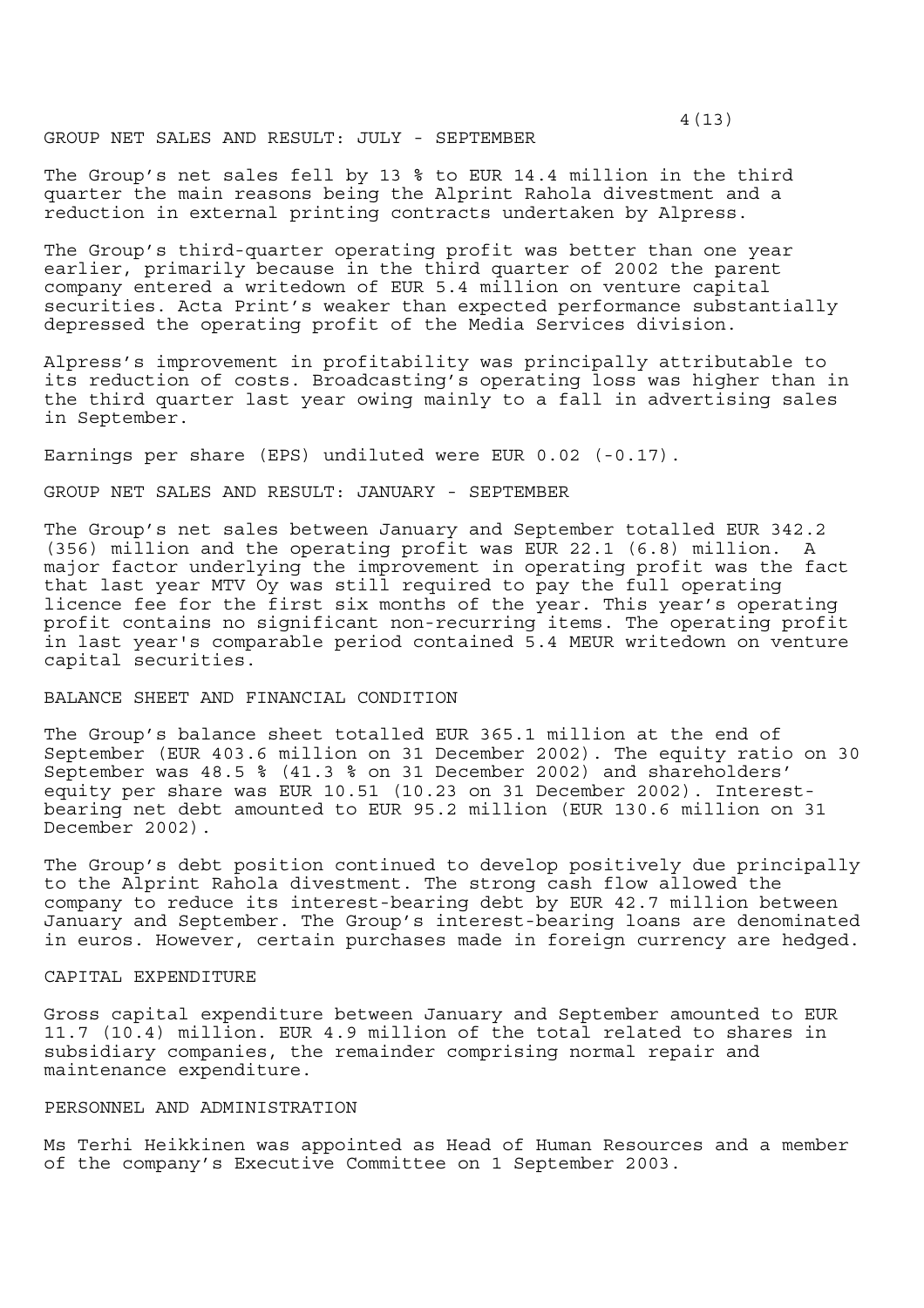## GROUP NET SALES AND RESULT: JULY - SEPTEMBER

The Group's net sales fell by 13 % to EUR 14.4 million in the third quarter the main reasons being the Alprint Rahola divestment and a reduction in external printing contracts undertaken by Alpress.

The Group's third-quarter operating profit was better than one year earlier, primarily because in the third quarter of 2002 the parent company entered a writedown of EUR 5.4 million on venture capital securities. Acta Print's weaker than expected performance substantially depressed the operating profit of the Media Services division.

Alpress's improvement in profitability was principally attributable to its reduction of costs. Broadcasting's operating loss was higher than in the third quarter last year owing mainly to a fall in advertising sales in September.

Earnings per share (EPS) undiluted were EUR 0.02 (-0.17).

## GROUP NET SALES AND RESULT: JANUARY - SEPTEMBER

The Group's net sales between January and September totalled EUR 342.2 (356) million and the operating profit was EUR 22.1 (6.8) million. A major factor underlying the improvement in operating profit was the fact that last year MTV Oy was still required to pay the full operating licence fee for the first six months of the year. This year's operating profit contains no significant non-recurring items. The operating profit in last year's comparable period contained 5.4 MEUR writedown on venture capital securities.

## BALANCE SHEET AND FINANCIAL CONDITION

The Group's balance sheet totalled EUR 365.1 million at the end of September (EUR 403.6 million on 31 December 2002). The equity ratio on 30 September was 48.5 % (41.3 % on 31 December 2002) and shareholders' equity per share was EUR 10.51 (10.23 on 31 December 2002). Interest-bearing net debt amounted to EUR 95.2 million (EUR 130.6 million on 31 December 2002).

The Group's debt position continued to develop positively due principally to the Alprint Rahola divestment. The strong cash flow allowed the company to reduce its interest-bearing debt by EUR 42.7 million between January and September. The Group's interest-bearing loans are denominated in euros. However, certain purchases made in foreign currency are hedged.

## CAPITAL EXPENDITURE

Gross capital expenditure between January and September amounted to EUR 11.7 (10.4) million. EUR 4.9 million of the total related to shares in subsidiary companies, the remainder comprising normal repair and maintenance expenditure.

## PERSONNEL AND ADMINISTRATION

Ms Terhi Heikkinen was appointed as Head of Human Resources and a member of the company's Executive Committee on 1 September 2003.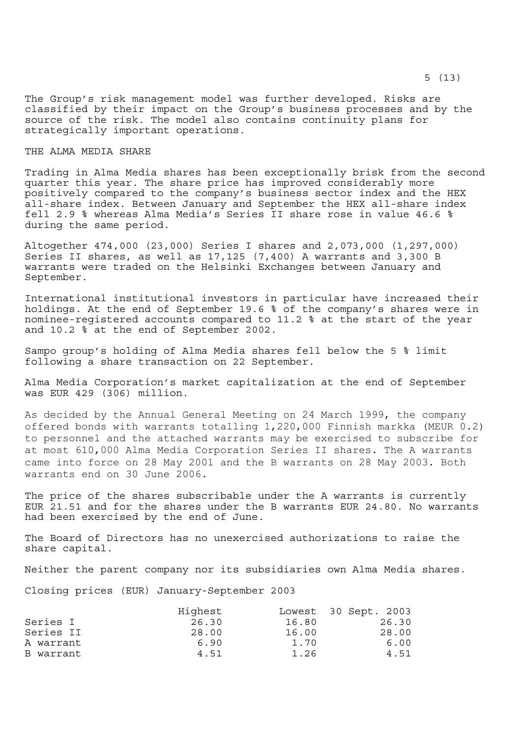The Group's risk management model was further developed. Risks are classified by their impact on the Group's business processes and by the source of the risk. The model also contains continuity plans for strategically important operations.

## THE ALMA MEDIA SHARE

Trading in Alma Media shares has been exceptionally brisk from the second quarter this year. The share price has improved considerably more positively compared to the company's business sector index and the HEX all-share index. Between January and September the HEX all-share index fell 2.9 % whereas Alma Media's Series II share rose in value 46.6 % during the same period.

Altogether 474,000 (23,000) Series I shares and 2,073,000 (1,297,000) Series II shares, as well as 17,125 (7,400) A warrants and 3,300 B warrants were traded on the Helsinki Exchanges between January and September.

International institutional investors in particular have increased their holdings. At the end of September 19.6 % of the company's shares were in nominee-registered accounts compared to 11.2 % at the start of the year and 10.2 % at the end of September 2002.

Sampo group's holding of Alma Media shares fell below the 5 % limit following a share transaction on 22 September.

Alma Media Corporation's market capitalization at the end of September was EUR 429 (306) million.

As decided by the Annual General Meeting on 24 March 1999, the company offered bonds with warrants totalling 1,220,000 Finnish markka (MEUR 0.2) to personnel and the attached warrants may be exercised to subscribe for at most 610,000 Alma Media Corporation Series II shares. The A warrants came into force on 28 May 2001 and the B warrants on 28 May 2003. Both warrants end on 30 June 2006.

The price of the shares subscribable under the A warrants is currently EUR 21.51 and for the shares under the B warrants EUR 24.80. No warrants had been exercised by the end of June.

The Board of Directors has no unexercised authorizations to raise the share capital.

Neither the parent company nor its subsidiaries own Alma Media shares.

Closing prices (EUR) January-September 2003

| | Highest | Lowest | 30 Sept. 2003 |
|---|---|---|---|
| Series I | 26.30 | 16.80 | 26.30 |
| Series II | 28.00 | 16.00 | 28.00 |
| A warrant | 6.90 | 1.70 | 6.00 |
| B warrant | 4.51 | 1.26 | 4.51 |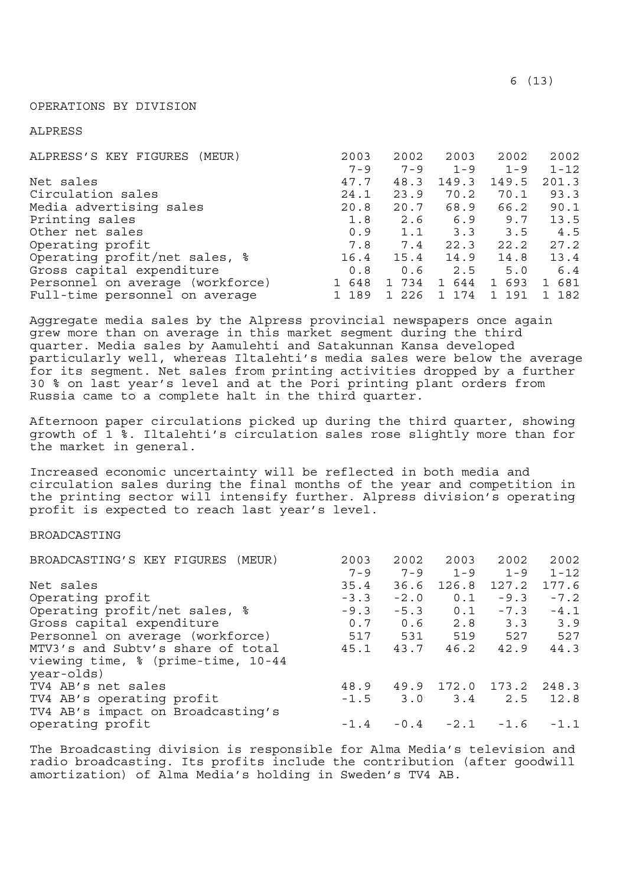# OPERATIONS BY DIVISION

## ALPRESS

| ALPRESS'S KEY FIGURES (MEUR) | 2003 7-9 | 2002 7-9 | 2003 1-9 | 2002 1-9 | 2002 1-12 |
|---|---|---|---|---|---|
| Net sales | 47.7 | 48.3 | 149.3 | 149.5 | 201.3 |
| Circulation sales | 24.1 | 23.9 | 70.2 | 70.1 | 93.3 |
| Media advertising sales | 20.8 | 20.7 | 68.9 | 66.2 | 90.1 |
| Printing sales | 1.8 | 2.6 | 6.9 | 9.7 | 13.5 |
| Other net sales | 0.9 | 1.1 | 3.3 | 3.5 | 4.5 |
| Operating profit | 7.8 | 7.4 | 22.3 | 22.2 | 27.2 |
| Operating profit/net sales, % | 16.4 | 15.4 | 14.9 | 14.8 | 13.4 |
| Gross capital expenditure | 0.8 | 0.6 | 2.5 | 5.0 | 6.4 |
| Personnel on average (workforce) | 1 648 | 1 734 | 1 644 | 1 693 | 1 681 |
| Full-time personnel on average | 1 189 | 1 226 | 1 174 | 1 191 | 1 182 |

Aggregate media sales by the Alpress provincial newspapers once again grew more than on average in this market segment during the third quarter. Media sales by Aamulehti and Satakunnan Kansa developed particularly well, whereas Iltalehti's media sales were below the average for its segment. Net sales from printing activities dropped by a further 30 % on last year's level and at the Pori printing plant orders from Russia came to a complete halt in the third quarter.

Afternoon paper circulations picked up during the third quarter, showing growth of 1 %. Iltalehti's circulation sales rose slightly more than for the market in general.

Increased economic uncertainty will be reflected in both media and circulation sales during the final months of the year and competition in the printing sector will intensify further. Alpress division's operating profit is expected to reach last year's level.

## BROADCASTING

| BROADCASTING'S KEY FIGURES (MEUR) | 2003 7-9 | 2002 7-9 | 2003 1-9 | 2002 1-9 | 2002 1-12 |
|---|---|---|---|---|---|
| Net sales | 35.4 | 36.6 | 126.8 | 127.2 | 177.6 |
| Operating profit | -3.3 | -2.0 | 0.1 | -9.3 | -7.2 |
| Operating profit/net sales, % | -9.3 | -5.3 | 0.1 | -7.3 | -4.1 |
| Gross capital expenditure | 0.7 | 0.6 | 2.8 | 3.3 | 3.9 |
| Personnel on average (workforce) | 517 | 531 | 519 | 527 | 527 |
| MTV3's and Subtv's share of total viewing time, % (prime-time, 10-44 year-olds) | 45.1 | 43.7 | 46.2 | 42.9 | 44.3 |
| TV4 AB's net sales | 48.9 | 49.9 | 172.0 | 173.2 | 248.3 |
| TV4 AB's operating profit | -1.5 | 3.0 | 3.4 | 2.5 | 12.8 |
| TV4 AB's impact on Broadcasting's operating profit | -1.4 | -0.4 | -2.1 | -1.6 | -1.1 |

The Broadcasting division is responsible for Alma Media's television and radio broadcasting. Its profits include the contribution (after goodwill amortization) of Alma Media's holding in Sweden's TV4 AB.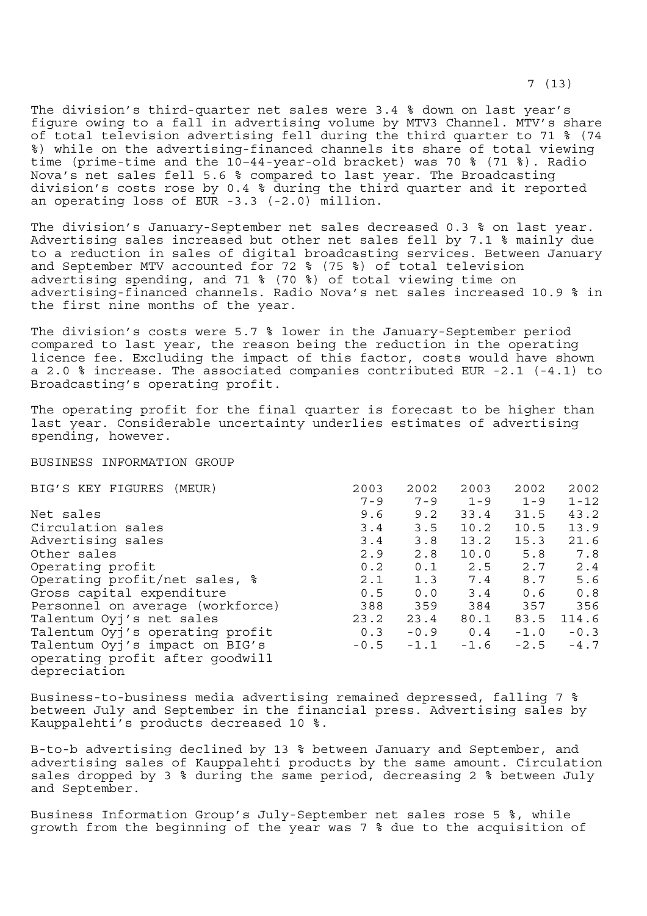The division's third-quarter net sales were 3.4 % down on last year's figure owing to a fall in advertising volume by MTV3 Channel. MTV's share of total television advertising fell during the third quarter to 71 % (74 %) while on the advertising-financed channels its share of total viewing time (prime-time and the 10-44-year-old bracket) was 70 % (71 %). Radio Nova's net sales fell 5.6 % compared to last year. The Broadcasting division's costs rose by 0.4 % during the third quarter and it reported an operating loss of EUR -3.3 (-2.0) million.

The division's January-September net sales decreased 0.3 % on last year. Advertising sales increased but other net sales fell by 7.1 % mainly due to a reduction in sales of digital broadcasting services. Between January and September MTV accounted for 72 % (75 %) of total television advertising spending, and 71 % (70 %) of total viewing time on advertising-financed channels. Radio Nova's net sales increased 10.9 % in the first nine months of the year.

The division's costs were 5.7 % lower in the January-September period compared to last year, the reason being the reduction in the operating licence fee. Excluding the impact of this factor, costs would have shown a 2.0 % increase. The associated companies contributed EUR -2.1 (-4.1) to Broadcasting's operating profit.

The operating profit for the final quarter is forecast to be higher than last year. Considerable uncertainty underlies estimates of advertising spending, however.

## BUSINESS INFORMATION GROUP

| BIG'S KEY FIGURES (MEUR) | 2003 7-9 | 2002 7-9 | 2003 1-9 | 2002 1-9 | 2002 1-12 |
|---|---|---|---|---|---|
| Net sales | 9.6 | 9.2 | 33.4 | 31.5 | 43.2 |
| Circulation sales | 3.4 | 3.5 | 10.2 | 10.5 | 13.9 |
| Advertising sales | 3.4 | 3.8 | 13.2 | 15.3 | 21.6 |
| Other sales | 2.9 | 2.8 | 10.0 | 5.8 | 7.8 |
| Operating profit | 0.2 | 0.1 | 2.5 | 2.7 | 2.4 |
| Operating profit/net sales, % | 2.1 | 1.3 | 7.4 | 8.7 | 5.6 |
| Gross capital expenditure | 0.5 | 0.0 | 3.4 | 0.6 | 0.8 |
| Personnel on average (workforce) | 388 | 359 | 384 | 357 | 356 |
| Talentum Oyj's net sales | 23.2 | 23.4 | 80.1 | 83.5 | 114.6 |
| Talentum Oyj's operating profit | 0.3 | -0.9 | 0.4 | -1.0 | -0.3 |
| Talentum Oyj's impact on BIG's operating profit after goodwill depreciation | -0.5 | -1.1 | -1.6 | -2.5 | -4.7 |

Business-to-business media advertising remained depressed, falling 7 % between July and September in the financial press. Advertising sales by Kauppalehti's products decreased 10 %.

B-to-b advertising declined by 13 % between January and September, and advertising sales of Kauppalehti products by the same amount. Circulation sales dropped by 3 % during the same period, decreasing 2 % between July and September.

Business Information Group's July-September net sales rose 5 %, while growth from the beginning of the year was 7 % due to the acquisition of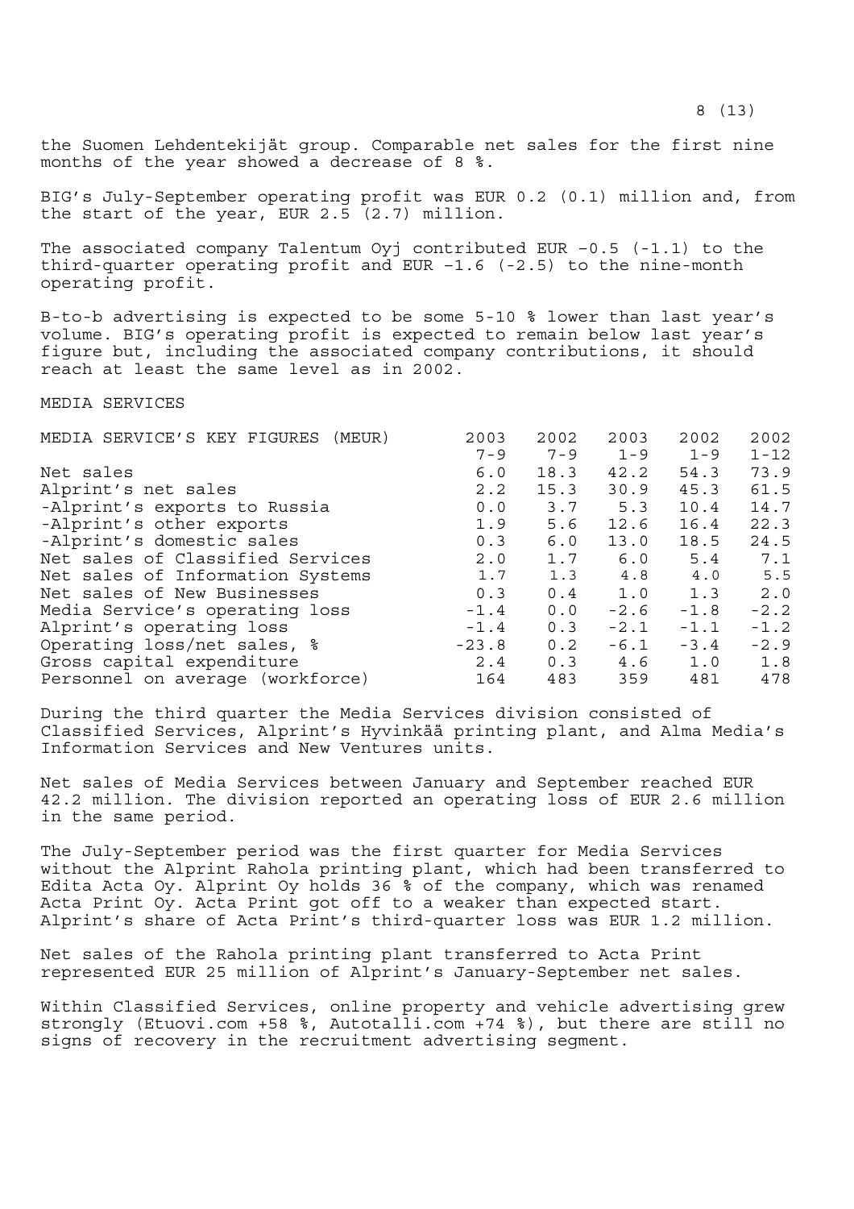the Suomen Lehdentekijät group. Comparable net sales for the first nine months of the year showed a decrease of 8 %.

BIG's July-September operating profit was EUR 0.2 (0.1) million and, from the start of the year, EUR 2.5 (2.7) million.

The associated company Talentum Oyj contributed EUR –0.5 (-1.1) to the third-quarter operating profit and EUR –1.6 (-2.5) to the nine-month operating profit.

B-to-b advertising is expected to be some 5-10 % lower than last year's volume. BIG's operating profit is expected to remain below last year's figure but, including the associated company contributions, it should reach at least the same level as in 2002.

## MEDIA SERVICES

| MEDIA SERVICE'S KEY FIGURES (MEUR) | 2003 7-9 | 2002 7-9 | 2003 1-9 | 2002 1-9 | 2002 1-12 |
|---|---|---|---|---|---|
| Net sales | 6.0 | 18.3 | 42.2 | 54.3 | 73.9 |
| Alprint's net sales | 2.2 | 15.3 | 30.9 | 45.3 | 61.5 |
| -Alprint's exports to Russia | 0.0 | 3.7 | 5.3 | 10.4 | 14.7 |
| -Alprint's other exports | 1.9 | 5.6 | 12.6 | 16.4 | 22.3 |
| -Alprint's domestic sales | 0.3 | 6.0 | 13.0 | 18.5 | 24.5 |
| Net sales of Classified Services | 2.0 | 1.7 | 6.0 | 5.4 | 7.1 |
| Net sales of Information Systems | 1.7 | 1.3 | 4.8 | 4.0 | 5.5 |
| Net sales of New Businesses | 0.3 | 0.4 | 1.0 | 1.3 | 2.0 |
| Media Service's operating loss | -1.4 | 0.0 | -2.6 | -1.8 | -2.2 |
| Alprint's operating loss | -1.4 | 0.3 | -2.1 | -1.1 | -1.2 |
| Operating loss/net sales, % | -23.8 | 0.2 | -6.1 | -3.4 | -2.9 |
| Gross capital expenditure | 2.4 | 0.3 | 4.6 | 1.0 | 1.8 |
| Personnel on average (workforce) | 164 | 483 | 359 | 481 | 478 |

During the third quarter the Media Services division consisted of Classified Services, Alprint's Hyvinkää printing plant, and Alma Media's Information Services and New Ventures units.

Net sales of Media Services between January and September reached EUR 42.2 million. The division reported an operating loss of EUR 2.6 million in the same period.

The July-September period was the first quarter for Media Services without the Alprint Rahola printing plant, which had been transferred to Edita Acta Oy. Alprint Oy holds 36 % of the company, which was renamed Acta Print Oy. Acta Print got off to a weaker than expected start. Alprint's share of Acta Print's third-quarter loss was EUR 1.2 million.

Net sales of the Rahola printing plant transferred to Acta Print represented EUR 25 million of Alprint's January-September net sales.

Within Classified Services, online property and vehicle advertising grew strongly (Etuovi.com +58 %, Autotalli.com +74 %), but there are still no signs of recovery in the recruitment advertising segment.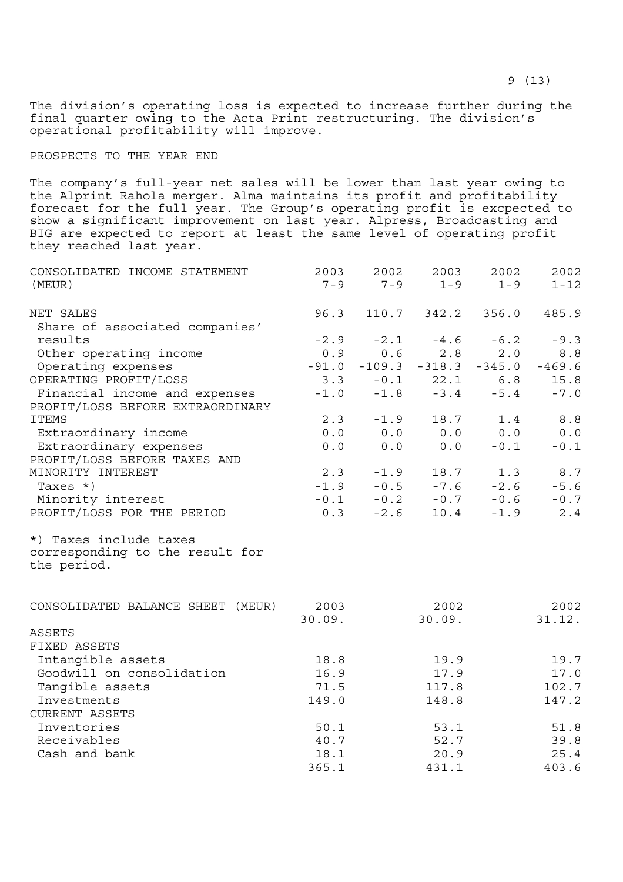The division's operating loss is expected to increase further during the final quarter owing to the Acta Print restructuring. The division's operational profitability will improve.

## PROSPECTS TO THE YEAR END

The company's full-year net sales will be lower than last year owing to the Alprint Rahola merger. Alma maintains its profit and profitability forecast for the full year. The Group's operating profit is excpected to show a significant improvement on last year. Alpress, Broadcasting and BIG are expected to report at least the same level of operating profit they reached last year.

| CONSOLIDATED INCOME STATEMENT (MEUR) | 2003 7-9 | 2002 7-9 | 2003 1-9 | 2002 1-9 | 2002 1-12 |
|---|---|---|---|---|---|
| NET SALES | 96.3 | 110.7 | 342.2 | 356.0 | 485.9 |
| Share of associated companies' results | -2.9 | -2.1 | -4.6 | -6.2 | -9.3 |
| Other operating income | 0.9 | 0.6 | 2.8 | 2.0 | 8.8 |
| Operating expenses | -91.0 | -109.3 | -318.3 | -345.0 | -469.6 |
| OPERATING PROFIT/LOSS | 3.3 | -0.1 | 22.1 | 6.8 | 15.8 |
| Financial income and expenses | -1.0 | -1.8 | -3.4 | -5.4 | -7.0 |
| PROFIT/LOSS BEFORE EXTRAORDINARY ITEMS | 2.3 | -1.9 | 18.7 | 1.4 | 8.8 |
| Extraordinary income | 0.0 | 0.0 | 0.0 | 0.0 | 0.0 |
| Extraordinary expenses | 0.0 | 0.0 | 0.0 | -0.1 | -0.1 |
| PROFIT/LOSS BEFORE TAXES AND MINORITY INTEREST | 2.3 | -1.9 | 18.7 | 1.3 | 8.7 |
| Taxes *) | -1.9 | -0.5 | -7.6 | -2.6 | -5.6 |
| Minority interest | -0.1 | -0.2 | -0.7 | -0.6 | -0.7 |
| PROFIT/LOSS FOR THE PERIOD | 0.3 | -2.6 | 10.4 | -1.9 | 2.4 |

*) Taxes include taxes corresponding to the result for the period.

| CONSOLIDATED BALANCE SHEET (MEUR) | 2003 30.09. | 2002 30.09. | 2002 31.12. |
|---|---|---|---|
| ASSETS | | | |
| FIXED ASSETS | | | |
| Intangible assets | 18.8 | 19.9 | 19.7 |
| Goodwill on consolidation | 16.9 | 17.9 | 17.0 |
| Tangible assets | 71.5 | 117.8 | 102.7 |
| Investments | 149.0 | 148.8 | 147.2 |
| CURRENT ASSETS | | | |
| Inventories | 50.1 | 53.1 | 51.8 |
| Receivables | 40.7 | 52.7 | 39.8 |
| Cash and bank | 18.1 | 20.9 | 25.4 |
| | 365.1 | 431.1 | 403.6 |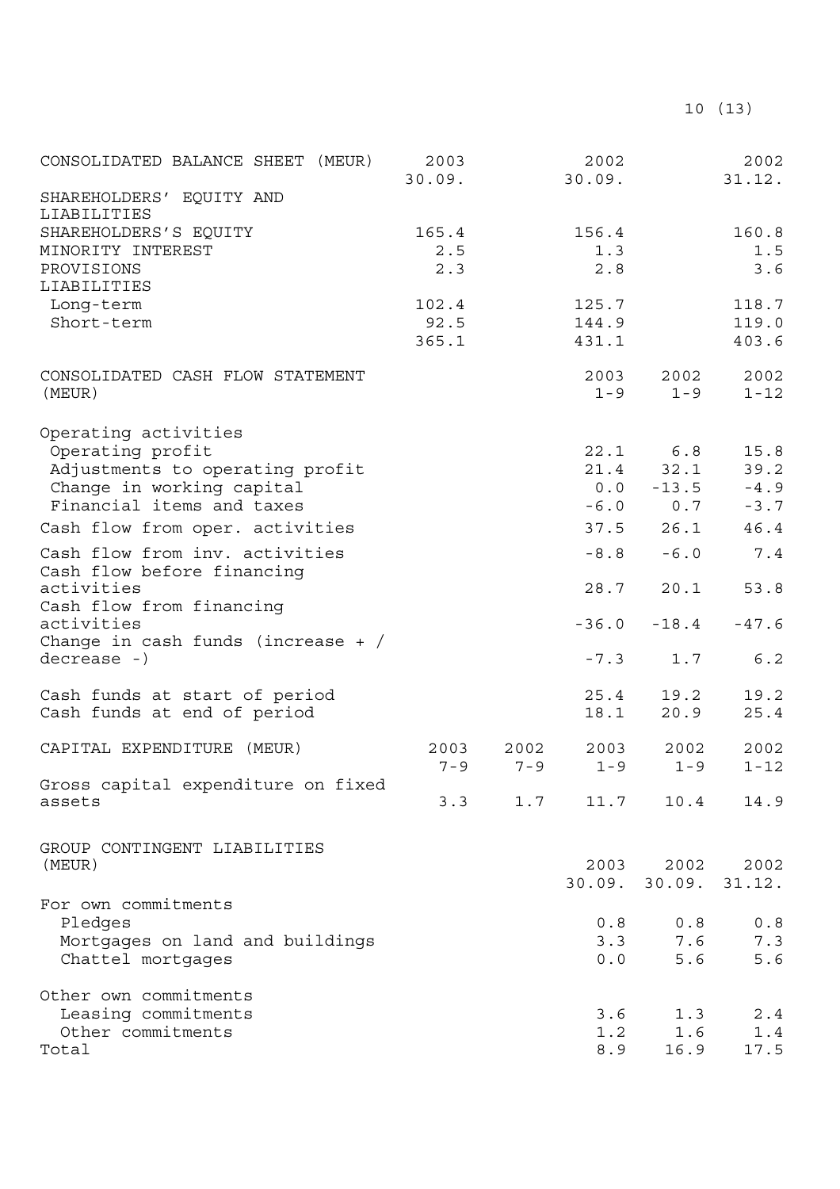| CONSOLIDATED BALANCE SHEET (MEUR) | 2003 30.09. | 2002 30.09. | 2002 31.12. |
|---|---|---|---|
| SHAREHOLDERS' EQUITY AND LIABILITIES | | | |
| SHAREHOLDERS'S EQUITY | 165.4 | 156.4 | 160.8 |
| MINORITY INTEREST | 2.5 | 1.3 | 1.5 |
| PROVISIONS | 2.3 | 2.8 | 3.6 |
| LIABILITIES | | | |
| Long-term | 102.4 | 125.7 | 118.7 |
| Short-term | 92.5 | 144.9 | 119.0 |
| | 365.1 | 431.1 | 403.6 |

| CONSOLIDATED CASH FLOW STATEMENT (MEUR) | 2003 1-9 | 2002 1-9 | 2002 1-12 |
|---|---|---|---|
| Operating activities | | | |
| Operating profit | 22.1 | 6.8 | 15.8 |
| Adjustments to operating profit | 21.4 | 32.1 | 39.2 |
| Change in working capital | 0.0 | -13.5 | -4.9 |
| Financial items and taxes | -6.0 | 0.7 | -3.7 |
| Cash flow from oper. activities | 37.5 | 26.1 | 46.4 |
| Cash flow from inv. activities | -8.8 | -6.0 | 7.4 |
| Cash flow before financing activities | 28.7 | 20.1 | 53.8 |
| Cash flow from financing activities | -36.0 | -18.4 | -47.6 |
| Change in cash funds (increase + / decrease -) | -7.3 | 1.7 | 6.2 |
| Cash funds at start of period | 25.4 | 19.2 | 19.2 |
| Cash funds at end of period | 18.1 | 20.9 | 25.4 |

| CAPITAL EXPENDITURE (MEUR) | 2003 7-9 | 2002 7-9 | 2003 1-9 | 2002 1-9 | 2002 1-12 |
|---|---|---|---|---|---|
| Gross capital expenditure on fixed assets | 3.3 | 1.7 | 11.7 | 10.4 | 14.9 |

| GROUP CONTINGENT LIABILITIES (MEUR) | 2003 30.09. | 2002 30.09. | 2002 31.12. |
|---|---|---|---|
| For own commitments | | | |
| Pledges | 0.8 | 0.8 | 0.8 |
| Mortgages on land and buildings | 3.3 | 7.6 | 7.3 |
| Chattel mortgages | 0.0 | 5.6 | 5.6 |
| Other own commitments | | | |
| Leasing commitments | 3.6 | 1.3 | 2.4 |
| Other commitments | 1.2 | 1.6 | 1.4 |
| Total | 8.9 | 16.9 | 17.5 |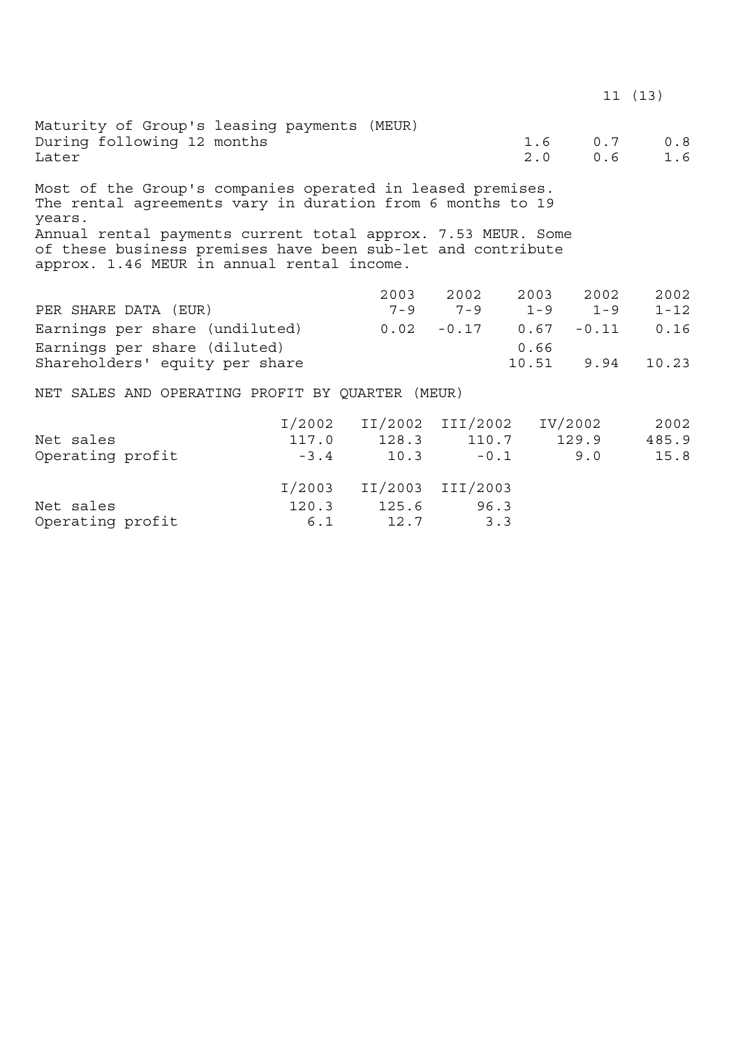Maturity of Group's leasing payments (MEUR)

| | | | |
|---|---|---|---|
| During following 12 months | 1.6 | 0.7 | 0.8 |
| Later | 2.0 | 0.6 | 1.6 |

Most of the Group's companies operated in leased premises. The rental agreements vary in duration from 6 months to 19 years.
Annual rental payments current total approx. 7.53 MEUR. Some of these business premises have been sub-let and contribute approx. 1.46 MEUR in annual rental income.

| PER SHARE DATA (EUR) | 2003 7-9 | 2002 7-9 | 2003 1-9 | 2002 1-9 | 2002 1-12 |
|---|---|---|---|---|---|
| Earnings per share (undiluted) | 0.02 | -0.17 | 0.67 | -0.11 | 0.16 |
| Earnings per share (diluted) | | | 0.66 | | |
| Shareholders' equity per share | | | 10.51 | 9.94 | 10.23 |

NET SALES AND OPERATING PROFIT BY QUARTER (MEUR)

| | I/2002 | II/2002 | III/2002 | IV/2002 | 2002 |
|---|---|---|---|---|---|
| Net sales | 117.0 | 128.3 | 110.7 | 129.9 | 485.9 |
| Operating profit | -3.4 | 10.3 | -0.1 | 9.0 | 15.8 |

| | I/2003 | II/2003 | III/2003 |
|---|---|---|---|
| Net sales | 120.3 | 125.6 | 96.3 |
| Operating profit | 6.1 | 12.7 | 3.3 |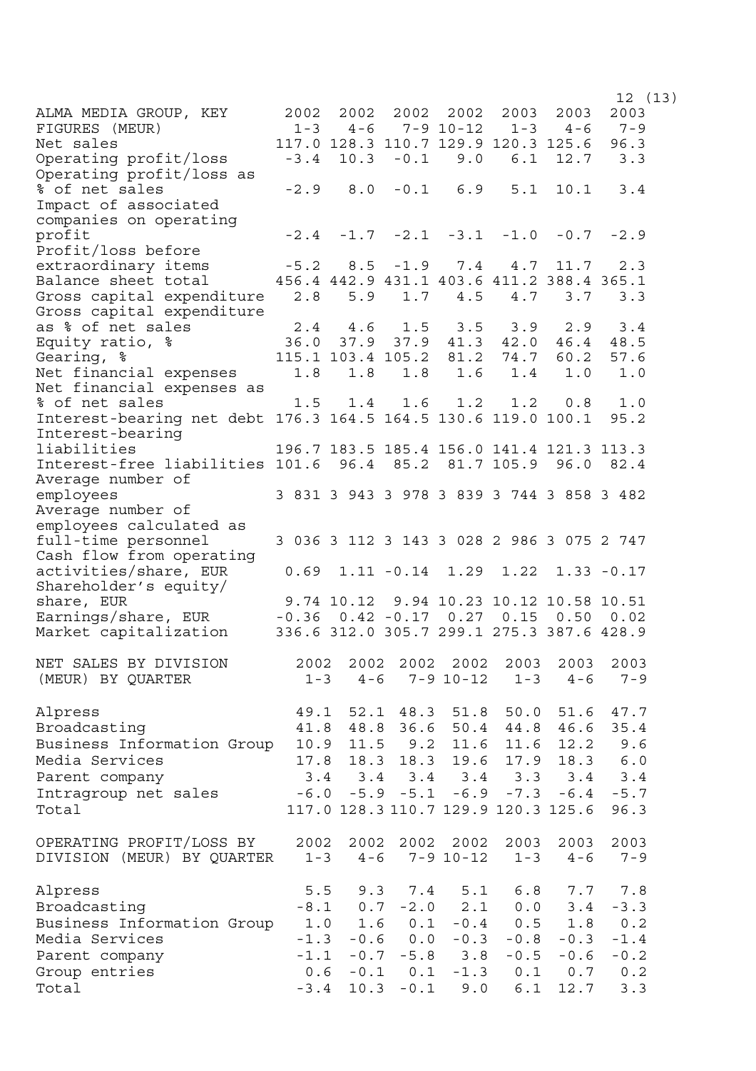| ALMA MEDIA GROUP, KEY FIGURES (MEUR) | 2002 1-3 | 2002 4-6 | 2002 7-9 | 2002 10-12 | 2003 1-3 | 2003 4-6 | 2003 7-9 |
|---|---|---|---|---|---|---|---|
| Net sales | 117.0 | 128.3 | 110.7 | 129.9 | 120.3 | 125.6 | 96.3 |
| Operating profit/loss | -3.4 | 10.3 | -0.1 | 9.0 | 6.1 | 12.7 | 3.3 |
| Operating profit/loss as % of net sales | -2.9 | 8.0 | -0.1 | 6.9 | 5.1 | 10.1 | 3.4 |
| Impact of associated companies on operating profit | -2.4 | -1.7 | -2.1 | -3.1 | -1.0 | -0.7 | -2.9 |
| Profit/loss before extraordinary items | -5.2 | 8.5 | -1.9 | 7.4 | 4.7 | 11.7 | 2.3 |
| Balance sheet total | 456.4 | 442.9 | 431.1 | 403.6 | 411.2 | 388.4 | 365.1 |
| Gross capital expenditure | 2.8 | 5.9 | 1.7 | 4.5 | 4.7 | 3.7 | 3.3 |
| Gross capital expenditure as % of net sales | 2.4 | 4.6 | 1.5 | 3.5 | 3.9 | 2.9 | 3.4 |
| Equity ratio, % | 36.0 | 37.9 | 37.9 | 41.3 | 42.0 | 46.4 | 48.5 |
| Gearing, % | 115.1 | 103.4 | 105.2 | 81.2 | 74.7 | 60.2 | 57.6 |
| Net financial expenses | 1.8 | 1.8 | 1.8 | 1.6 | 1.4 | 1.0 | 1.0 |
| Net financial expenses as % of net sales | 1.5 | 1.4 | 1.6 | 1.2 | 1.2 | 0.8 | 1.0 |
| Interest-bearing net debt | 176.3 | 164.5 | 164.5 | 130.6 | 119.0 | 100.1 | 95.2 |
| Interest-bearing liabilities | 196.7 | 183.5 | 185.4 | 156.0 | 141.4 | 121.3 | 113.3 |
| Interest-free liabilities | 101.6 | 96.4 | 85.2 | 81.7 | 105.9 | 96.0 | 82.4 |
| Average number of employees | 3 831 | 3 943 | 3 978 | 3 839 | 3 744 | 3 858 | 3 482 |
| Average number of employees calculated as full-time personnel | 3 036 | 3 112 | 3 143 | 3 028 | 2 986 | 3 075 | 2 747 |
| Cash flow from operating activities/share, EUR | 0.69 | 1.11 | -0.14 | 1.29 | 1.22 | 1.33 | -0.17 |
| Shareholder's equity/ share, EUR | 9.74 | 10.12 | 9.94 | 10.23 | 10.12 | 10.58 | 10.51 |
| Earnings/share, EUR | -0.36 | 0.42 | -0.17 | 0.27 | 0.15 | 0.50 | 0.02 |
| Market capitalization | 336.6 | 312.0 | 305.7 | 299.1 | 275.3 | 387.6 | 428.9 |

| NET SALES BY DIVISION (MEUR) BY QUARTER | 2002 1-3 | 2002 4-6 | 2002 7-9 | 2002 10-12 | 2003 1-3 | 2003 4-6 | 2003 7-9 |
|---|---|---|---|---|---|---|---|
| Alpress | 49.1 | 52.1 | 48.3 | 51.8 | 50.0 | 51.6 | 47.7 |
| Broadcasting | 41.8 | 48.8 | 36.6 | 50.4 | 44.8 | 46.6 | 35.4 |
| Business Information Group | 10.9 | 11.5 | 9.2 | 11.6 | 11.6 | 12.2 | 9.6 |
| Media Services | 17.8 | 18.3 | 18.3 | 19.6 | 17.9 | 18.3 | 6.0 |
| Parent company | 3.4 | 3.4 | 3.4 | 3.4 | 3.3 | 3.4 | 3.4 |
| Intragroup net sales | -6.0 | -5.9 | -5.1 | -6.9 | -7.3 | -6.4 | -5.7 |
| Total | 117.0 | 128.3 | 110.7 | 129.9 | 120.3 | 125.6 | 96.3 |

| OPERATING PROFIT/LOSS BY DIVISION (MEUR) BY QUARTER | 2002 1-3 | 2002 4-6 | 2002 7-9 | 2002 10-12 | 2003 1-3 | 2003 4-6 | 2003 7-9 |
|---|---|---|---|---|---|---|---|
| Alpress | 5.5 | 9.3 | 7.4 | 5.1 | 6.8 | 7.7 | 7.8 |
| Broadcasting | -8.1 | 0.7 | -2.0 | 2.1 | 0.0 | 3.4 | -3.3 |
| Business Information Group | 1.0 | 1.6 | 0.1 | -0.4 | 0.5 | 1.8 | 0.2 |
| Media Services | -1.3 | -0.6 | 0.0 | -0.3 | -0.8 | -0.3 | -1.4 |
| Parent company | -1.1 | -0.7 | -5.8 | 3.8 | -0.5 | -0.6 | -0.2 |
| Group entries | 0.6 | -0.1 | 0.1 | -1.3 | 0.1 | 0.7 | 0.2 |
| Total | -3.4 | 10.3 | -0.1 | 9.0 | 6.1 | 12.7 | 3.3 |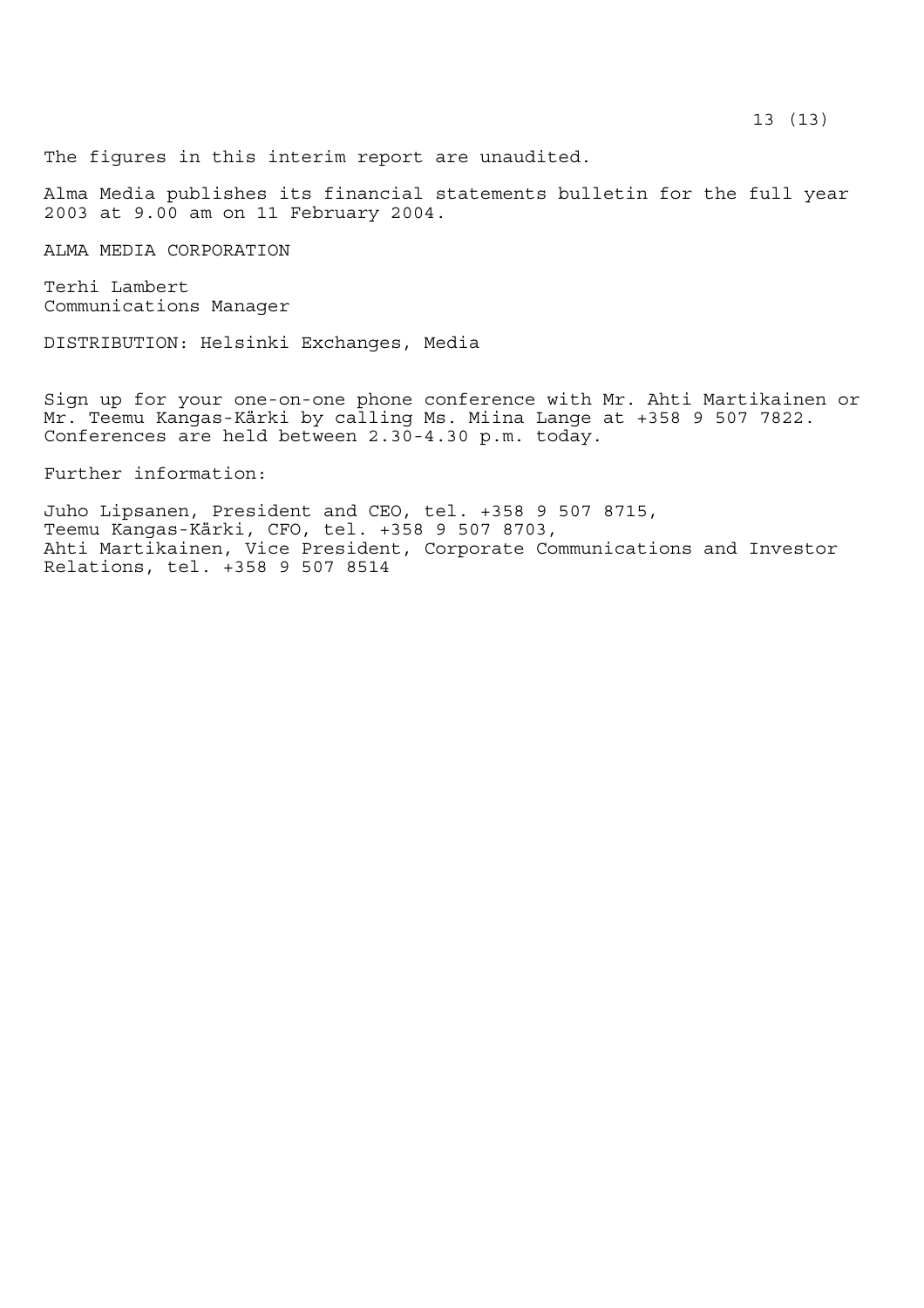The figures in this interim report are unaudited.

Alma Media publishes its financial statements bulletin for the full year 2003 at 9.00 am on 11 February 2004.

ALMA MEDIA CORPORATION

Terhi Lambert
Communications Manager

DISTRIBUTION: Helsinki Exchanges, Media

Sign up for your one-on-one phone conference with Mr. Ahti Martikainen or Mr. Teemu Kangas-Kärki by calling Ms. Miina Lange at +358 9 507 7822. Conferences are held between 2.30-4.30 p.m. today.

Further information:

Juho Lipsanen, President and CEO, tel. +358 9 507 8715,
Teemu Kangas-Kärki, CFO, tel. +358 9 507 8703,
Ahti Martikainen, Vice President, Corporate Communications and Investor Relations, tel. +358 9 507 8514